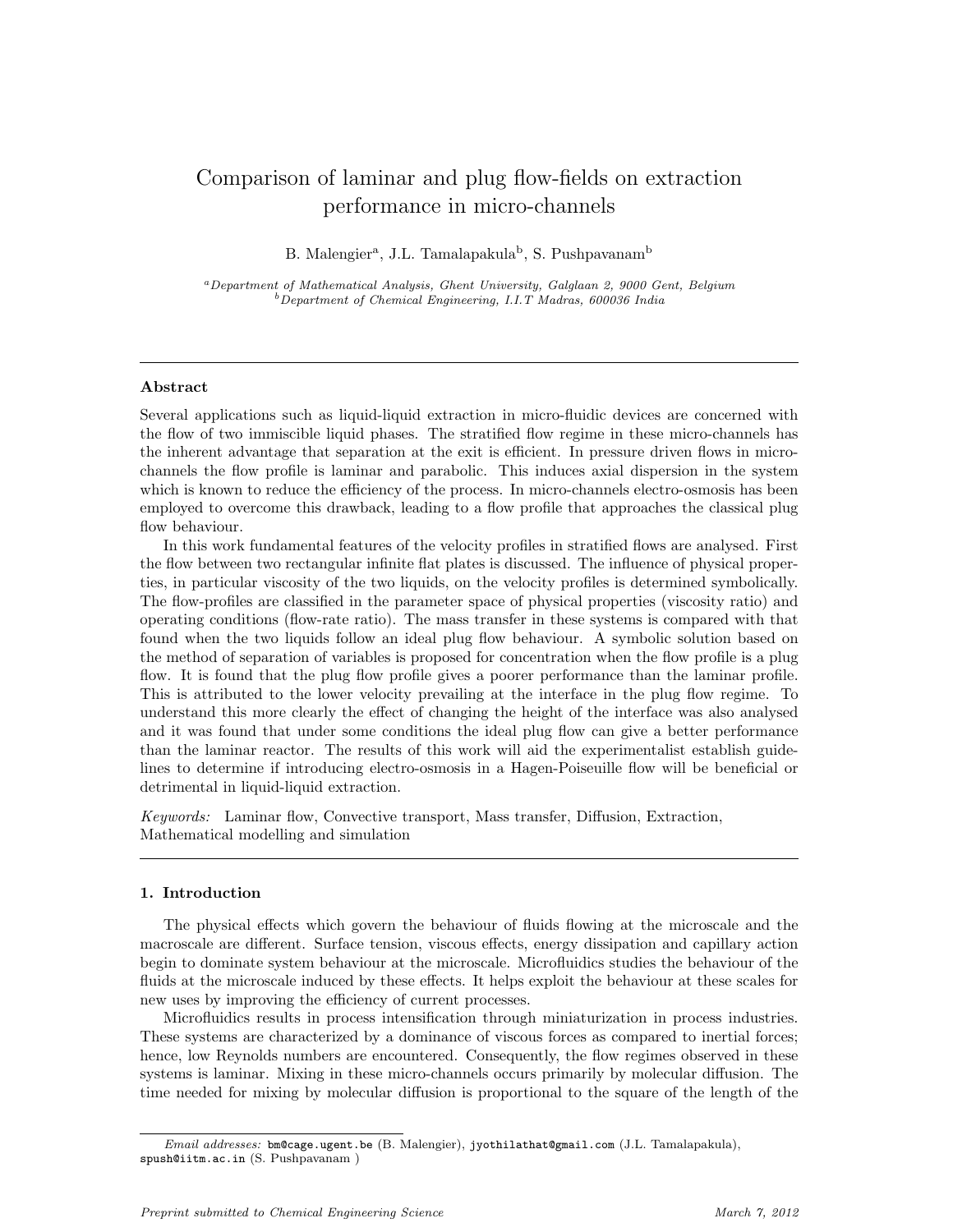# Comparison of laminar and plug flow-fields on extraction performance in micro-channels

B. Malengier[a], J.L. Tamalapakula[b], S. Pushpavanam[b]

[a]*Department of Mathematical Analysis, Ghent University, Galglaan 2, 9000 Gent, Belgium*
[b]*Department of Chemical Engineering, I.I.T Madras, 600036 India*

---

### Abstract

Several applications such as liquid-liquid extraction in micro-fluidic devices are concerned with the flow of two immiscible liquid phases. The stratified flow regime in these micro-channels has the inherent advantage that separation at the exit is efficient. In pressure driven flows in micro-channels the flow profile is laminar and parabolic. This induces axial dispersion in the system which is known to reduce the efficiency of the process. In micro-channels electro-osmosis has been employed to overcome this drawback, leading to a flow profile that approaches the classical plug flow behaviour.

In this work fundamental features of the velocity profiles in stratified flows are analysed. First the flow between two rectangular infinite flat plates is discussed. The influence of physical properties, in particular viscosity of the two liquids, on the velocity profiles is determined symbolically. The flow-profiles are classified in the parameter space of physical properties (viscosity ratio) and operating conditions (flow-rate ratio). The mass transfer in these systems is compared with that found when the two liquids follow an ideal plug flow behaviour. A symbolic solution based on the method of separation of variables is proposed for concentration when the flow profile is a plug flow. It is found that the plug flow profile gives a poorer performance than the laminar profile. This is attributed to the lower velocity prevailing at the interface in the plug flow regime. To understand this more clearly the effect of changing the height of the interface was also analysed and it was found that under some conditions the ideal plug flow can give a better performance than the laminar reactor. The results of this work will aid the experimentalist establish guidelines to determine if introducing electro-osmosis in a Hagen-Poiseuille flow will be beneficial or detrimental in liquid-liquid extraction.

*Keywords:* Laminar flow, Convective transport, Mass transfer, Diffusion, Extraction, Mathematical modelling and simulation

---

## 1. Introduction

The physical effects which govern the behaviour of fluids flowing at the microscale and the macroscale are different. Surface tension, viscous effects, energy dissipation and capillary action begin to dominate system behaviour at the microscale. Microfluidics studies the behaviour of the fluids at the microscale induced by these effects. It helps exploit the behaviour at these scales for new uses by improving the efficiency of current processes.

Microfluidics results in process intensification through miniaturization in process industries. These systems are characterized by a dominance of viscous forces as compared to inertial forces; hence, low Reynolds numbers are encountered. Consequently, the flow regimes observed in these systems is laminar. Mixing in these micro-channels occurs primarily by molecular diffusion. The time needed for mixing by molecular diffusion is proportional to the square of the length of the

*Email addresses:* bm@cage.ugent.be (B. Malengier), jyothilathat@gmail.com (J.L. Tamalapakula), spush@iitm.ac.in (S. Pushpavanam )

*Preprint submitted to Chemical Engineering Science* *March 7, 2012*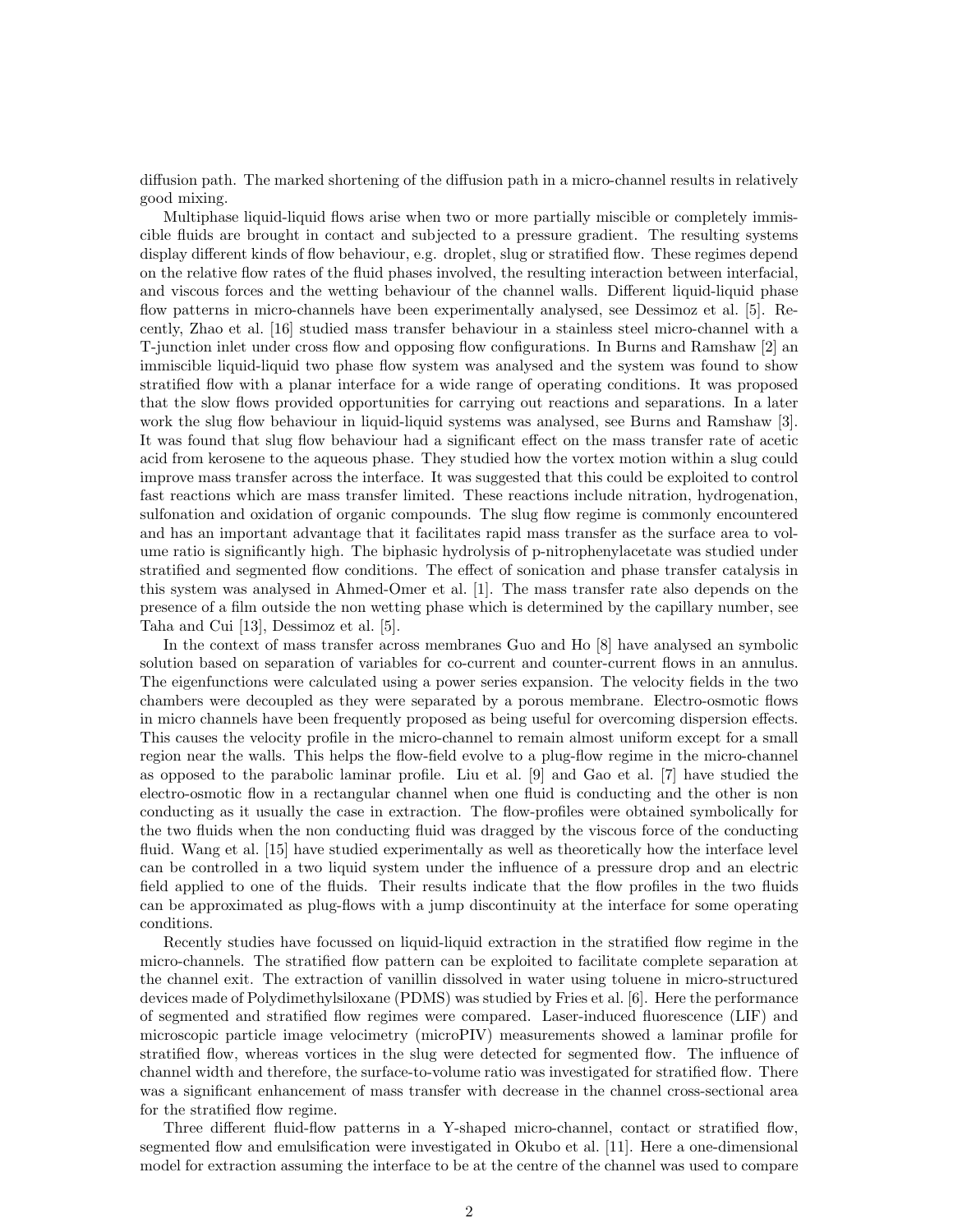diffusion path. The marked shortening of the diffusion path in a micro-channel results in relatively good mixing.

Multiphase liquid-liquid flows arise when two or more partially miscible or completely immiscible fluids are brought in contact and subjected to a pressure gradient. The resulting systems display different kinds of flow behaviour, e.g. droplet, slug or stratified flow. These regimes depend on the relative flow rates of the fluid phases involved, the resulting interaction between interfacial, and viscous forces and the wetting behaviour of the channel walls. Different liquid-liquid phase flow patterns in micro-channels have been experimentally analysed, see Dessimoz et al. [5]. Recently, Zhao et al. [16] studied mass transfer behaviour in a stainless steel micro-channel with a T-junction inlet under cross flow and opposing flow configurations. In Burns and Ramshaw [2] an immiscible liquid-liquid two phase flow system was analysed and the system was found to show stratified flow with a planar interface for a wide range of operating conditions. It was proposed that the slow flows provided opportunities for carrying out reactions and separations. In a later work the slug flow behaviour in liquid-liquid systems was analysed, see Burns and Ramshaw [3]. It was found that slug flow behaviour had a significant effect on the mass transfer rate of acetic acid from kerosene to the aqueous phase. They studied how the vortex motion within a slug could improve mass transfer across the interface. It was suggested that this could be exploited to control fast reactions which are mass transfer limited. These reactions include nitration, hydrogenation, sulfonation and oxidation of organic compounds. The slug flow regime is commonly encountered and has an important advantage that it facilitates rapid mass transfer as the surface area to volume ratio is significantly high. The biphasic hydrolysis of p-nitrophenylacetate was studied under stratified and segmented flow conditions. The effect of sonication and phase transfer catalysis in this system was analysed in Ahmed-Omer et al. [1]. The mass transfer rate also depends on the presence of a film outside the non wetting phase which is determined by the capillary number, see Taha and Cui [13], Dessimoz et al. [5].

In the context of mass transfer across membranes Guo and Ho [8] have analysed an symbolic solution based on separation of variables for co-current and counter-current flows in an annulus. The eigenfunctions were calculated using a power series expansion. The velocity fields in the two chambers were decoupled as they were separated by a porous membrane. Electro-osmotic flows in micro channels have been frequently proposed as being useful for overcoming dispersion effects. This causes the velocity profile in the micro-channel to remain almost uniform except for a small region near the walls. This helps the flow-field evolve to a plug-flow regime in the micro-channel as opposed to the parabolic laminar profile. Liu et al. [9] and Gao et al. [7] have studied the electro-osmotic flow in a rectangular channel when one fluid is conducting and the other is non conducting as it usually the case in extraction. The flow-profiles were obtained symbolically for the two fluids when the non conducting fluid was dragged by the viscous force of the conducting fluid. Wang et al. [15] have studied experimentally as well as theoretically how the interface level can be controlled in a two liquid system under the influence of a pressure drop and an electric field applied to one of the fluids. Their results indicate that the flow profiles in the two fluids can be approximated as plug-flows with a jump discontinuity at the interface for some operating conditions.

Recently studies have focussed on liquid-liquid extraction in the stratified flow regime in the micro-channels. The stratified flow pattern can be exploited to facilitate complete separation at the channel exit. The extraction of vanillin dissolved in water using toluene in micro-structured devices made of Polydimethylsiloxane (PDMS) was studied by Fries et al. [6]. Here the performance of segmented and stratified flow regimes were compared. Laser-induced fluorescence (LIF) and microscopic particle image velocimetry (microPIV) measurements showed a laminar profile for stratified flow, whereas vortices in the slug were detected for segmented flow. The influence of channel width and therefore, the surface-to-volume ratio was investigated for stratified flow. There was a significant enhancement of mass transfer with decrease in the channel cross-sectional area for the stratified flow regime.

Three different fluid-flow patterns in a Y-shaped micro-channel, contact or stratified flow, segmented flow and emulsification were investigated in Okubo et al. [11]. Here a one-dimensional model for extraction assuming the interface to be at the centre of the channel was used to compare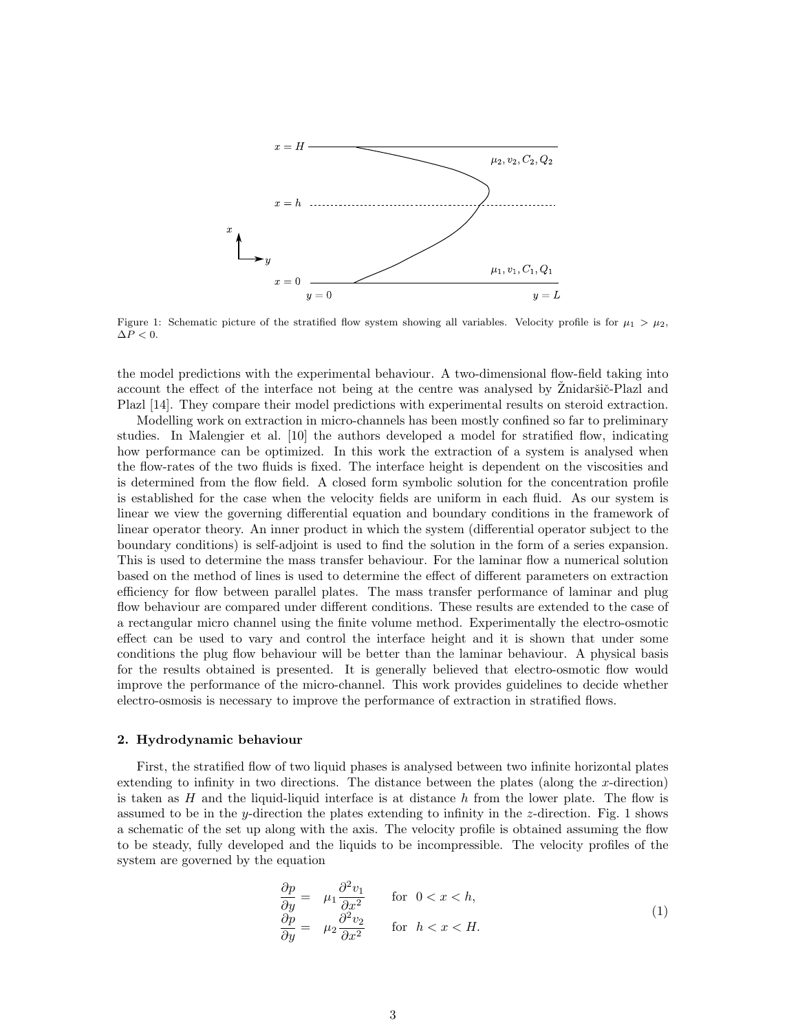x = H

$\mu_2, v_2, C_2, Q_2$

x = h

x

y

$\mu_1, v_1, C_1, Q_1$

x = 0

y = 0

y = L

Figure 1: Schematic picture of the stratified flow system showing all variables. Velocity profile is for $\mu_1 > \mu_2$, $\Delta P < 0$.

the model predictions with the experimental behaviour. A two-dimensional flow-field taking into account the effect of the interface not being at the centre was analysed by Žnidaršič-Plazl and Plazl [14]. They compare their model predictions with experimental results on steroid extraction.

Modelling work on extraction in micro-channels has been mostly confined so far to preliminary studies. In Malengier et al. [10] the authors developed a model for stratified flow, indicating how performance can be optimized. In this work the extraction of a system is analysed when the flow-rates of the two fluids is fixed. The interface height is dependent on the viscosities and is determined from the flow field. A closed form symbolic solution for the concentration profile is established for the case when the velocity fields are uniform in each fluid. As our system is linear we view the governing differential equation and boundary conditions in the framework of linear operator theory. An inner product in which the system (differential operator subject to the boundary conditions) is self-adjoint is used to find the solution in the form of a series expansion. This is used to determine the mass transfer behaviour. For the laminar flow a numerical solution based on the method of lines is used to determine the effect of different parameters on extraction efficiency for flow between parallel plates. The mass transfer performance of laminar and plug flow behaviour are compared under different conditions. These results are extended to the case of a rectangular micro channel using the finite volume method. Experimentally the electro-osmotic effect can be used to vary and control the interface height and it is shown that under some conditions the plug flow behaviour will be better than the laminar behaviour. A physical basis for the results obtained is presented. It is generally believed that electro-osmotic flow would improve the performance of the micro-channel. This work provides guidelines to decide whether electro-osmosis is necessary to improve the performance of extraction in stratified flows.

## 2. Hydrodynamic behaviour

First, the stratified flow of two liquid phases is analysed between two infinite horizontal plates extending to infinity in two directions. The distance between the plates (along the $x$-direction) is taken as $H$ and the liquid-liquid interface is at distance $h$ from the lower plate. The flow is assumed to be in the $y$-direction the plates extending to infinity in the $z$-direction. Fig. 1 shows a schematic of the set up along with the axis. The velocity profile is obtained assuming the flow to be steady, fully developed and the liquids to be incompressible. The velocity profiles of the system are governed by the equation

$$
\begin{aligned}
\frac{\partial p}{\partial y} &= \mu_1 \frac{\partial^2 v_1}{\partial x^2} \qquad \text{for } \ 0 < x < h, \\
\frac{\partial p}{\partial y} &= \mu_2 \frac{\partial^2 v_2}{\partial x^2} \qquad \text{for } \ h < x < H.
\end{aligned} \tag{1}
$$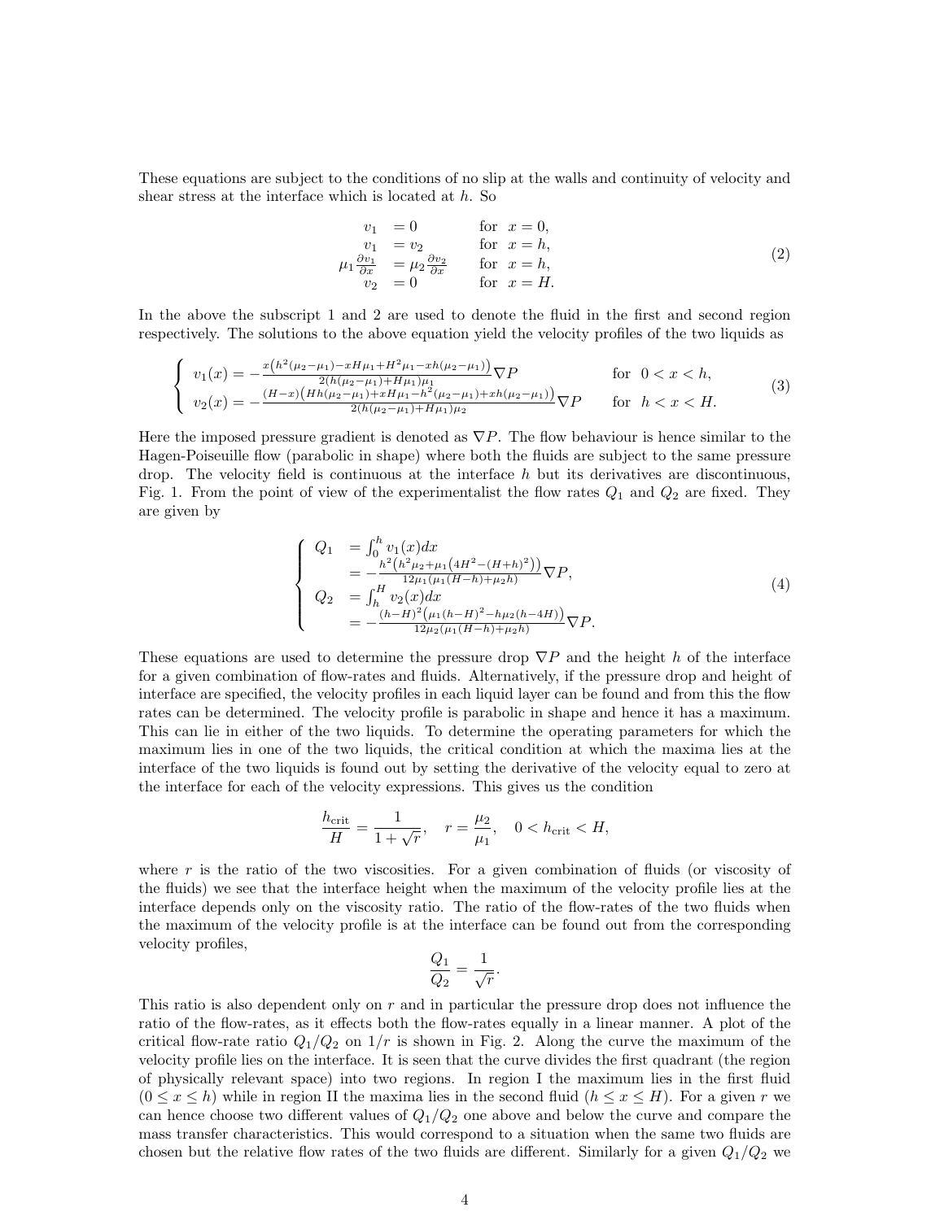These equations are subject to the conditions of no slip at the walls and continuity of velocity and shear stress at the interface which is located at $h$. So

$$
\begin{array}{rlll}
v_1 & = 0 & \text{for} & x = 0, \\
v_1 & = v_2 & \text{for} & x = h, \\
\mu_1 \frac{\partial v_1}{\partial x} & = \mu_2 \frac{\partial v_2}{\partial x} & \text{for} & x = h, \\
v_2 & = 0 & \text{for} & x = H.
\end{array}
\tag{2}
$$

In the above the subscript 1 and 2 are used to denote the fluid in the first and second region respectively. The solutions to the above equation yield the velocity profiles of the two liquids as

$$
\begin{cases}
v_1(x) = -\frac{x\left(h^2(\mu_2-\mu_1) - xH\mu_1 + H^2\mu_1 - xh(\mu_2-\mu_1)\right)}{2(h(\mu_2-\mu_1)+H\mu_1)\mu_1} \nabla P & \text{for } 0 < x < h, \\
v_2(x) = -\frac{(H-x)\left(Hh(\mu_2-\mu_1) + xH\mu_1 - h^2(\mu_2-\mu_1) + xh(\mu_2-\mu_1)\right)}{2(h(\mu_2-\mu_1)+H\mu_1)\mu_2} \nabla P & \text{for } h < x < H.
\end{cases}
\tag{3}
$$

Here the imposed pressure gradient is denoted as $\nabla P$. The flow behaviour is hence similar to the Hagen-Poiseuille flow (parabolic in shape) where both the fluids are subject to the same pressure drop. The velocity field is continuous at the interface $h$ but its derivatives are discontinuous, Fig. 1. From the point of view of the experimentalist the flow rates $Q_1$ and $Q_2$ are fixed. They are given by

$$
\begin{cases}
Q_1 & = \int_0^h v_1(x)dx \\
 & = -\frac{h^2\left(h^2\mu_2 + \mu_1\left(4H^2-(H+h)^2\right)\right)}{12\mu_1(\mu_1(H-h)+\mu_2 h)} \nabla P, \\
Q_2 & = \int_h^H v_2(x)dx \\
 & = -\frac{(h-H)^2\left(\mu_1(h-H)^2 - h\mu_2(h-4H)\right)}{12\mu_2(\mu_1(H-h)+\mu_2 h)} \nabla P.
\end{cases}
\tag{4}
$$

These equations are used to determine the pressure drop $\nabla P$ and the height $h$ of the interface for a given combination of flow-rates and fluids. Alternatively, if the pressure drop and height of interface are specified, the velocity profiles in each liquid layer can be found and from this the flow rates can be determined. The velocity profile is parabolic in shape and hence it has a maximum. This can lie in either of the two liquids. To determine the operating parameters for which the maximum lies in one of the two liquids, the critical condition at which the maxima lies at the interface of the two liquids is found out by setting the derivative of the velocity equal to zero at the interface for each of the velocity expressions. This gives us the condition

$$
\frac{h_{\text{crit}}}{H} = \frac{1}{1+\sqrt{r}}, \quad r = \frac{\mu_2}{\mu_1}, \quad 0 < h_{\text{crit}} < H,
$$

where $r$ is the ratio of the two viscosities. For a given combination of fluids (or viscosity of the fluids) we see that the interface height when the maximum of the velocity profile lies at the interface depends only on the viscosity ratio. The ratio of the flow-rates of the two fluids when the maximum of the velocity profile is at the interface can be found out from the corresponding velocity profiles,

$$
\frac{Q_1}{Q_2} = \frac{1}{\sqrt{r}}.
$$

This ratio is also dependent only on $r$ and in particular the pressure drop does not influence the ratio of the flow-rates, as it effects both the flow-rates equally in a linear manner. A plot of the critical flow-rate ratio $Q_1/Q_2$ on $1/r$ is shown in Fig. 2. Along the curve the maximum of the velocity profile lies on the interface. It is seen that the curve divides the first quadrant (the region of physically relevant space) into two regions. In region I the maximum lies in the first fluid ($0 \le x \le h$) while in region II the maxima lies in the second fluid ($h \le x \le H$). For a given $r$ we can hence choose two different values of $Q_1/Q_2$ one above and below the curve and compare the mass transfer characteristics. This would correspond to a situation when the same two fluids are chosen but the relative flow rates of the two fluids are different. Similarly for a given $Q_1/Q_2$ we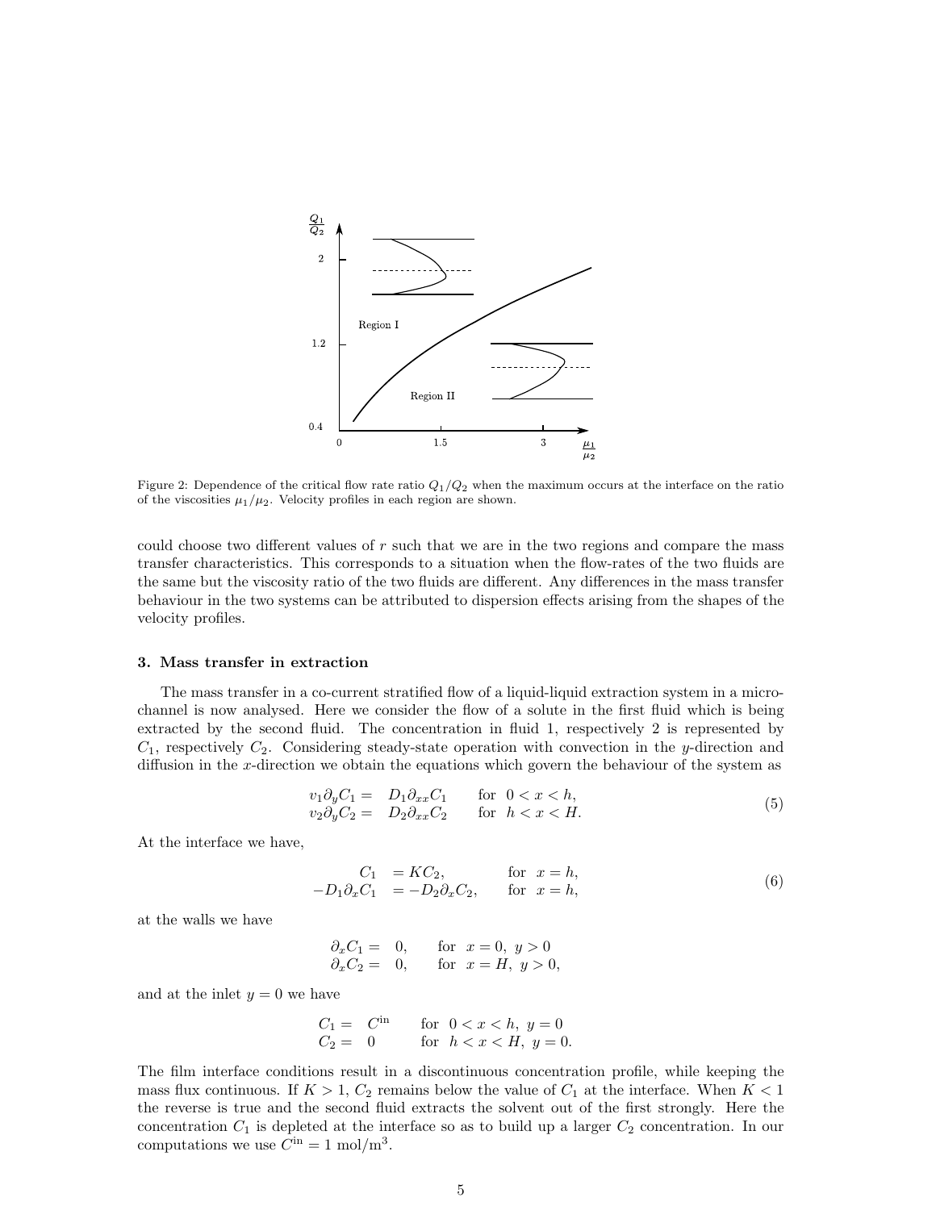Figure 2: Dependence of the critical flow rate ratio $Q_1/Q_2$ when the maximum occurs at the interface on the ratio of the viscosities $\mu_1/\mu_2$. Velocity profiles in each region are shown.

could choose two different values of $r$ such that we are in the two regions and compare the mass transfer characteristics. This corresponds to a situation when the flow-rates of the two fluids are the same but the viscosity ratio of the two fluids are different. Any differences in the mass transfer behaviour in the two systems can be attributed to dispersion effects arising from the shapes of the velocity profiles.

### 3. Mass transfer in extraction

The mass transfer in a co-current stratified flow of a liquid-liquid extraction system in a micro-channel is now analysed. Here we consider the flow of a solute in the first fluid which is being extracted by the second fluid. The concentration in fluid 1, respectively 2 is represented by $C_1$, respectively $C_2$. Considering steady-state operation with convection in the $y$-direction and diffusion in the $x$-direction we obtain the equations which govern the behaviour of the system as

$$
\begin{aligned}
v_1 \partial_y C_1 &= D_1 \partial_{xx} C_1 \qquad \text{for } \; 0 < x < h, \\
v_2 \partial_y C_2 &= D_2 \partial_{xx} C_2 \qquad \text{for } \; h < x < H.
\end{aligned}
\tag{5}
$$

At the interface we have,

$$
\begin{aligned}
C_1 &= K C_2, \qquad &\text{for } \; x = h, \\
-D_1 \partial_x C_1 &= -D_2 \partial_x C_2, \qquad &\text{for } \; x = h,
\end{aligned}
\tag{6}
$$

at the walls we have

$$
\begin{aligned}
\partial_x C_1 &= 0, \qquad \text{for } \; x = 0, \; y > 0 \\
\partial_x C_2 &= 0, \qquad \text{for } \; x = H, \; y > 0,
\end{aligned}
$$

and at the inlet $y = 0$ we have

$$
\begin{aligned}
C_1 &= C^{\text{in}} \qquad \text{for } \; 0 < x < h, \; y = 0 \\
C_2 &= 0 \qquad \text{for } \; h < x < H, \; y = 0.
\end{aligned}
$$

The film interface conditions result in a discontinuous concentration profile, while keeping the mass flux continuous. If $K > 1$, $C_2$ remains below the value of $C_1$ at the interface. When $K < 1$ the reverse is true and the second fluid extracts the solvent out of the first strongly. Here the concentration $C_1$ is depleted at the interface so as to build up a larger $C_2$ concentration. In our computations we use $C^{\text{in}} = 1$ mol/m$^3$.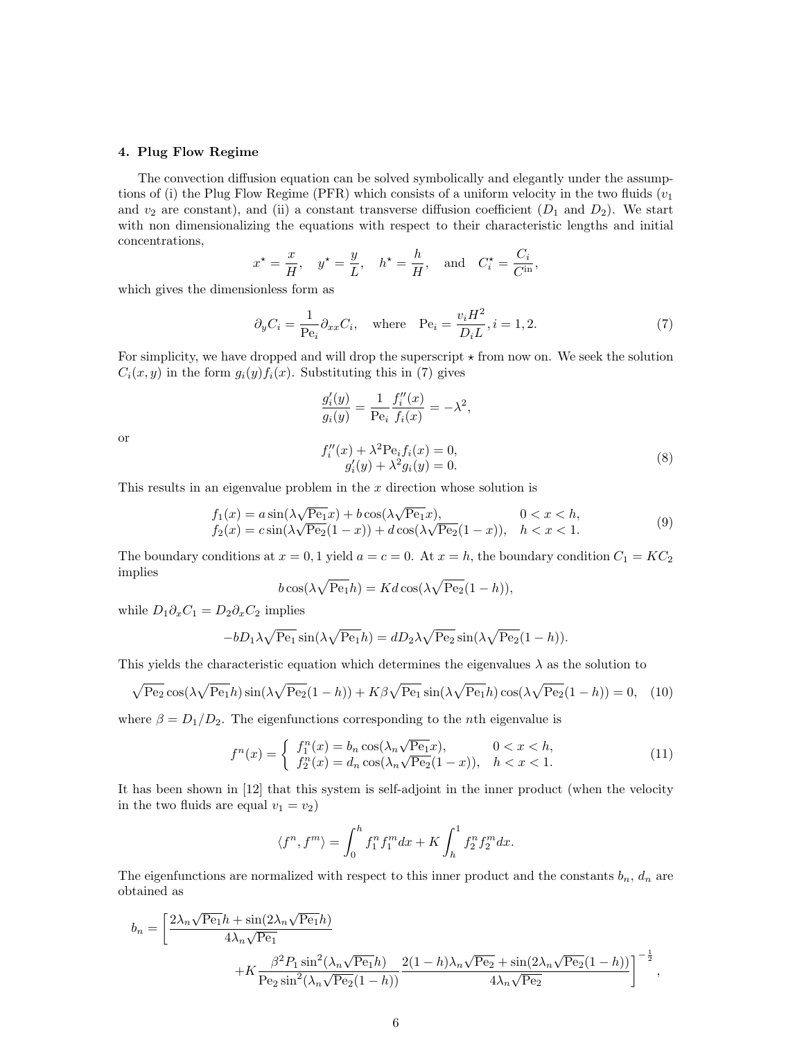### 4. Plug Flow Regime

The convection diffusion equation can be solved symbolically and elegantly under the assumptions of (i) the Plug Flow Regime (PFR) which consists of a uniform velocity in the two fluids ($v_1$ and $v_2$ are constant), and (ii) a constant transverse diffusion coefficient ($D_1$ and $D_2$). We start with non dimensionalizing the equations with respect to their characteristic lengths and initial concentrations,

$$x^\star = \frac{x}{H}, \quad y^\star = \frac{y}{L}, \quad h^\star = \frac{h}{H}, \quad \text{and} \quad C_i^\star = \frac{C_i}{C^{\text{in}}},$$

which gives the dimensionless form as

$$\partial_y C_i = \frac{1}{\text{Pe}_i}\partial_{xx} C_i, \quad \text{where} \quad \text{Pe}_i = \frac{v_i H^2}{D_i L}, i = 1, 2. \tag{7}$$

For simplicity, we have dropped and will drop the superscript $\star$ from now on. We seek the solution $C_i(x, y)$ in the form $g_i(y) f_i(x)$. Substituting this in (7) gives

$$\frac{g_i'(y)}{g_i(y)} = \frac{1}{\text{Pe}_i}\frac{f_i''(x)}{f_i(x)} = -\lambda^2,$$

or

$$\begin{aligned} f_i''(x) + \lambda^2 \text{Pe}_i f_i(x) = 0, \\ g_i'(y) + \lambda^2 g_i(y) = 0. \end{aligned} \tag{8}$$

This results in an eigenvalue problem in the $x$ direction whose solution is

$$\begin{aligned} f_1(x) &= a\sin(\lambda\sqrt{\text{Pe}_1}x) + b\cos(\lambda\sqrt{\text{Pe}_1}x), & 0 < x < h, \\ f_2(x) &= c\sin(\lambda\sqrt{\text{Pe}_2}(1-x)) + d\cos(\lambda\sqrt{\text{Pe}_2}(1-x)), & h < x < 1. \end{aligned} \tag{9}$$

The boundary conditions at $x = 0, 1$ yield $a = c = 0$. At $x = h$, the boundary condition $C_1 = KC_2$ implies

$$b\cos(\lambda\sqrt{\text{Pe}_1}h) = Kd\cos(\lambda\sqrt{\text{Pe}_2}(1-h)),$$

while $D_1\partial_x C_1 = D_2\partial_x C_2$ implies

$$-bD_1\lambda\sqrt{\text{Pe}_1}\sin(\lambda\sqrt{\text{Pe}_1}h) = dD_2\lambda\sqrt{\text{Pe}_2}\sin(\lambda\sqrt{\text{Pe}_2}(1-h)).$$

This yields the characteristic equation which determines the eigenvalues $\lambda$ as the solution to

$$\sqrt{\text{Pe}_2}\cos(\lambda\sqrt{\text{Pe}_1}h)\sin(\lambda\sqrt{\text{Pe}_2}(1-h)) + K\beta\sqrt{\text{Pe}_1}\sin(\lambda\sqrt{\text{Pe}_1}h)\cos(\lambda\sqrt{\text{Pe}_2}(1-h)) = 0, \tag{10}$$

where $\beta = D_1/D_2$. The eigenfunctions corresponding to the $n$th eigenvalue is

$$f^n(x) = \begin{cases} f_1^n(x) = b_n\cos(\lambda_n\sqrt{\text{Pe}_1}x), & 0 < x < h, \\ f_2^n(x) = d_n\cos(\lambda_n\sqrt{\text{Pe}_2}(1-x)), & h < x < 1. \end{cases} \tag{11}$$

It has been shown in [12] that this system is self-adjoint in the inner product (when the velocity in the two fluids are equal $v_1 = v_2$)

$$\langle f^n, f^m\rangle = \int_0^h f_1^n f_1^m dx + K\int_h^1 f_2^n f_2^m dx.$$

The eigenfunctions are normalized with respect to this inner product and the constants $b_n$, $d_n$ are obtained as

$$b_n = \left[\frac{2\lambda_n\sqrt{\text{Pe}_1}h + \sin(2\lambda_n\sqrt{\text{Pe}_1}h)}{4\lambda_n\sqrt{\text{Pe}_1}} + K\frac{\beta^2 P_1\sin^2(\lambda_n\sqrt{\text{Pe}_1}h)}{\text{Pe}_2\sin^2(\lambda_n\sqrt{\text{Pe}_2}(1-h))}\frac{2(1-h)\lambda_n\sqrt{\text{Pe}_2} + \sin(2\lambda_n\sqrt{\text{Pe}_2}(1-h))}{4\lambda_n\sqrt{\text{Pe}_2}}\right]^{-\frac{1}{2}},$$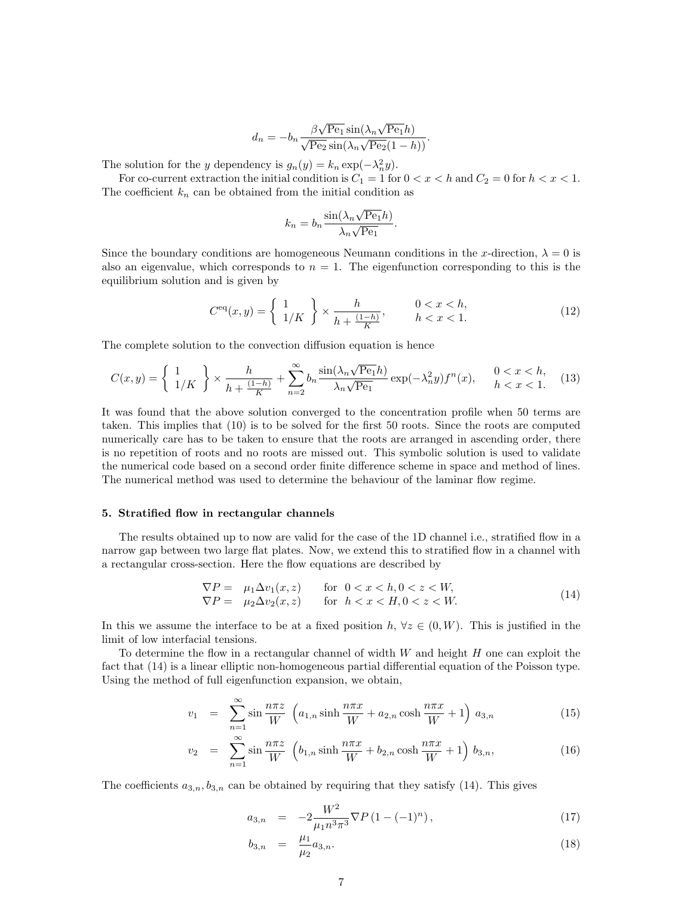$$d_n = -b_n \frac{\beta\sqrt{\mathrm{Pe}_1}\sin(\lambda_n\sqrt{\mathrm{Pe}_1}h)}{\sqrt{\mathrm{Pe}_2}\sin(\lambda_n\sqrt{\mathrm{Pe}_2}(1-h))}.$$

The solution for the $y$ dependency is $g_n(y) = k_n \exp(-\lambda_n^2 y)$.

For co-current extraction the initial condition is $C_1 = 1$ for $0 < x < h$ and $C_2 = 0$ for $h < x < 1$. The coefficient $k_n$ can be obtained from the initial condition as

$$k_n = b_n \frac{\sin(\lambda_n\sqrt{\mathrm{Pe}_1}h)}{\lambda_n\sqrt{\mathrm{Pe}_1}}.$$

Since the boundary conditions are homogeneous Neumann conditions in the $x$-direction, $\lambda = 0$ is also an eigenvalue, which corresponds to $n = 1$. The eigenfunction corresponding to this is the equilibrium solution and is given by

$$C^{\mathrm{eq}}(x,y) = \left\{ \begin{array}{c} 1 \\ 1/K \end{array} \right\} \times \frac{h}{h + \frac{(1-h)}{K}}, \qquad \begin{array}{l} 0 < x < h, \\ h < x < 1. \end{array} \tag{12}$$

The complete solution to the convection diffusion equation is hence

$$C(x,y) = \left\{ \begin{array}{c} 1 \\ 1/K \end{array} \right\} \times \frac{h}{h + \frac{(1-h)}{K}} + \sum_{n=2}^{\infty} b_n \frac{\sin(\lambda_n\sqrt{\mathrm{Pe}_1}h)}{\lambda_n\sqrt{\mathrm{Pe}_1}} \exp(-\lambda_n^2 y) f^n(x), \qquad \begin{array}{l} 0 < x < h, \\ h < x < 1. \end{array} \tag{13}$$

It was found that the above solution converged to the concentration profile when 50 terms are taken. This implies that (10) is to be solved for the first 50 roots. Since the roots are computed numerically care has to be taken to ensure that the roots are arranged in ascending order, there is no repetition of roots and no roots are missed out. This symbolic solution is used to validate the numerical code based on a second order finite difference scheme in space and method of lines. The numerical method was used to determine the behaviour of the laminar flow regime.

## 5. Stratified flow in rectangular channels

The results obtained up to now are valid for the case of the 1D channel i.e., stratified flow in a narrow gap between two large flat plates. Now, we extend this to stratified flow in a channel with a rectangular cross-section. Here the flow equations are described by

$$\begin{array}{llr} \nabla P = & \mu_1 \Delta v_1(x,z) & \text{for} \ \ 0 < x < h, 0 < z < W, \\ \nabla P = & \mu_2 \Delta v_2(x,z) & \text{for} \ \ h < x < H, 0 < z < W. \end{array} \tag{14}$$

In this we assume the interface to be at a fixed position $h$, $\forall z \in (0, W)$. This is justified in the limit of low interfacial tensions.

To determine the flow in a rectangular channel of width $W$ and height $H$ one can exploit the fact that (14) is a linear elliptic non-homogeneous partial differential equation of the Poisson type. Using the method of full eigenfunction expansion, we obtain,

$$v_1 = \sum_{n=1}^{\infty} \sin\frac{n\pi z}{W} \left( a_{1,n}\sinh\frac{n\pi x}{W} + a_{2,n}\cosh\frac{n\pi x}{W} + 1 \right) a_{3,n} \tag{15}$$

$$v_2 = \sum_{n=1}^{\infty} \sin\frac{n\pi z}{W} \left( b_{1,n}\sinh\frac{n\pi x}{W} + b_{2,n}\cosh\frac{n\pi x}{W} + 1 \right) b_{3,n}, \tag{16}$$

The coefficients $a_{3,n}, b_{3,n}$ can be obtained by requiring that they satisfy (14). This gives

$$a_{3,n} = -2\frac{W^2}{\mu_1 n^3 \pi^3} \nabla P \left(1 - (-1)^n\right), \tag{17}$$

$$b_{3,n} = \frac{\mu_1}{\mu_2} a_{3,n}. \tag{18}$$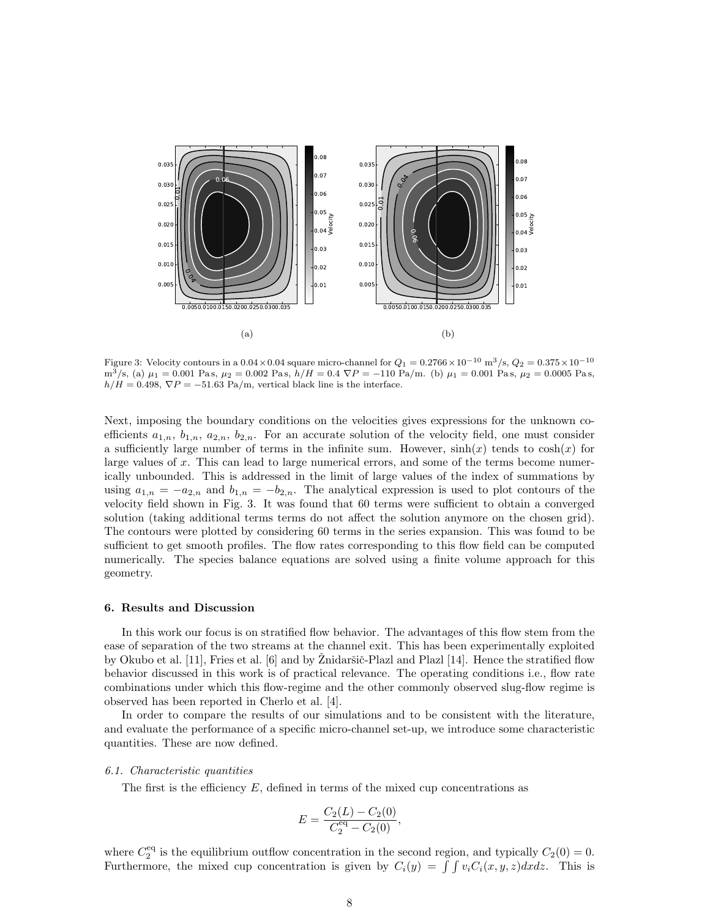(a)

(b)

Figure 3: Velocity contours in a $0.04 \times 0.04$ square micro-channel for $Q_1 = 0.2766 \times 10^{-10}$ m$^3$/s, $Q_2 = 0.375 \times 10^{-10}$ m$^3$/s, (a) $\mu_1 = 0.001$ Pa s, $\mu_2 = 0.002$ Pa s, $h/H = 0.4$ $\nabla P = -110$ Pa/m. (b) $\mu_1 = 0.001$ Pa s, $\mu_2 = 0.0005$ Pa s, $h/H = 0.498$, $\nabla P = -51.63$ Pa/m, vertical black line is the interface.

Next, imposing the boundary conditions on the velocities gives expressions for the unknown coefficients $a_{1,n}$, $b_{1,n}$, $a_{2,n}$, $b_{2,n}$. For an accurate solution of the velocity field, one must consider a sufficiently large number of terms in the infinite sum. However, $\sinh(x)$ tends to $\cosh(x)$ for large values of $x$. This can lead to large numerical errors, and some of the terms become numerically unbounded. This is addressed in the limit of large values of the index of summations by using $a_{1,n} = -a_{2,n}$ and $b_{1,n} = -b_{2,n}$. The analytical expression is used to plot contours of the velocity field shown in Fig. 3. It was found that 60 terms were sufficient to obtain a converged solution (taking additional terms terms do not affect the solution anymore on the chosen grid). The contours were plotted by considering 60 terms in the series expansion. This was found to be sufficient to get smooth profiles. The flow rates corresponding to this flow field can be computed numerically. The species balance equations are solved using a finite volume approach for this geometry.

## 6. Results and Discussion

In this work our focus is on stratified flow behavior. The advantages of this flow stem from the ease of separation of the two streams at the channel exit. This has been experimentally exploited by Okubo et al. [11], Fries et al. [6] and by Žnidaršič-Plazl and Plazl [14]. Hence the stratified flow behavior discussed in this work is of practical relevance. The operating conditions i.e., flow rate combinations under which this flow-regime and the other commonly observed slug-flow regime is observed has been reported in Cherlo et al. [4].

In order to compare the results of our simulations and to be consistent with the literature, and evaluate the performance of a specific micro-channel set-up, we introduce some characteristic quantities. These are now defined.

### *6.1. Characteristic quantities*

The first is the efficiency $E$, defined in terms of the mixed cup concentrations as

$$E = \frac{C_2(L) - C_2(0)}{C_2^{\text{eq}} - C_2(0)},$$

where $C_2^{\text{eq}}$ is the equilibrium outflow concentration in the second region, and typically $C_2(0) = 0$. Furthermore, the mixed cup concentration is given by $C_i(y) = \int \int v_i C_i(x, y, z) dx dz$. This is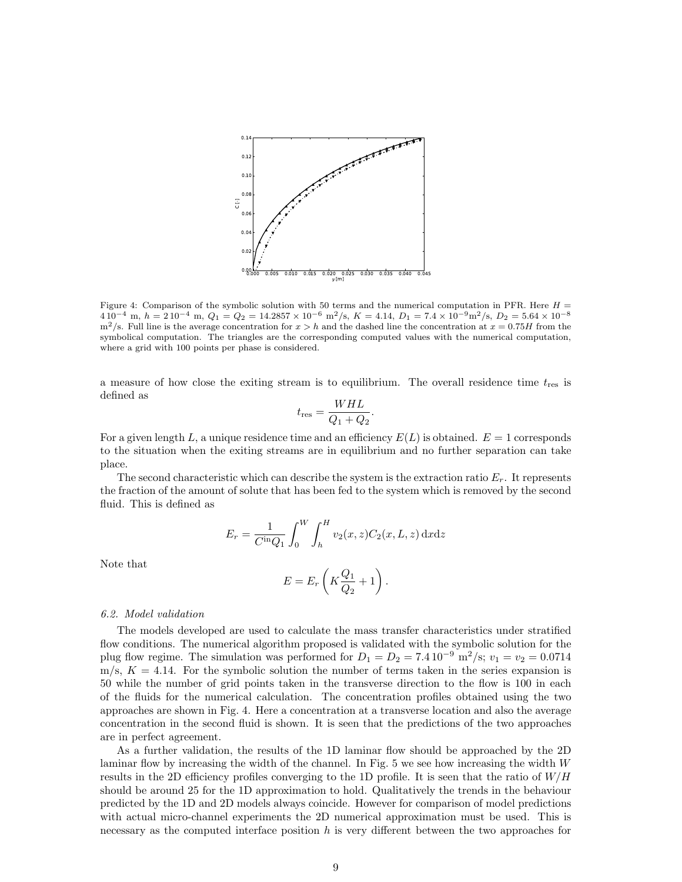Figure 4: Comparison of the symbolic solution with 50 terms and the numerical computation in PFR. Here $H = 4\,10^{-4}$ m, $h = 2\,10^{-4}$ m, $Q_1 = Q_2 = 14.2857 \times 10^{-6}$ m$^2$/s, $K = 4.14$, $D_1 = 7.4 \times 10^{-9}$m$^2$/s, $D_2 = 5.64 \times 10^{-8}$ m$^2$/s. Full line is the average concentration for $x > h$ and the dashed line the concentration at $x = 0.75H$ from the symbolical computation. The triangles are the corresponding computed values with the numerical computation, where a grid with 100 points per phase is considered.

a measure of how close the exiting stream is to equilibrium. The overall residence time $t_{\mathrm{res}}$ is defined as

$$t_{\mathrm{res}} = \frac{WHL}{Q_1 + Q_2}.$$

For a given length $L$, a unique residence time and an efficiency $E(L)$ is obtained. $E = 1$ corresponds to the situation when the exiting streams are in equilibrium and no further separation can take place.

The second characteristic which can describe the system is the extraction ratio $E_r$. It represents the fraction of the amount of solute that has been fed to the system which is removed by the second fluid. This is defined as

$$E_r = \frac{1}{C^{\mathrm{in}} Q_1} \int_0^W \int_h^H v_2(x,z) C_2(x,L,z)\,\mathrm{d}x\mathrm{d}z$$

Note that

$$E = E_r \left( K \frac{Q_1}{Q_2} + 1 \right).$$

### 6.2. Model validation

The models developed are used to calculate the mass transfer characteristics under stratified flow conditions. The numerical algorithm proposed is validated with the symbolic solution for the plug flow regime. The simulation was performed for $D_1 = D_2 = 7.4\,10^{-9}$ m$^2$/s; $v_1 = v_2 = 0.0714$ m/s, $K = 4.14$. For the symbolic solution the number of terms taken in the series expansion is 50 while the number of grid points taken in the transverse direction to the flow is 100 in each of the fluids for the numerical calculation. The concentration profiles obtained using the two approaches are shown in Fig. 4. Here a concentration at a transverse location and also the average concentration in the second fluid is shown. It is seen that the predictions of the two approaches are in perfect agreement.

As a further validation, the results of the 1D laminar flow should be approached by the 2D laminar flow by increasing the width of the channel. In Fig. 5 we see how increasing the width $W$ results in the 2D efficiency profiles converging to the 1D profile. It is seen that the ratio of $W/H$ should be around 25 for the 1D approximation to hold. Qualitatively the trends in the behaviour predicted by the 1D and 2D models always coincide. However for comparison of model predictions with actual micro-channel experiments the 2D numerical approximation must be used. This is necessary as the computed interface position $h$ is very different between the two approaches for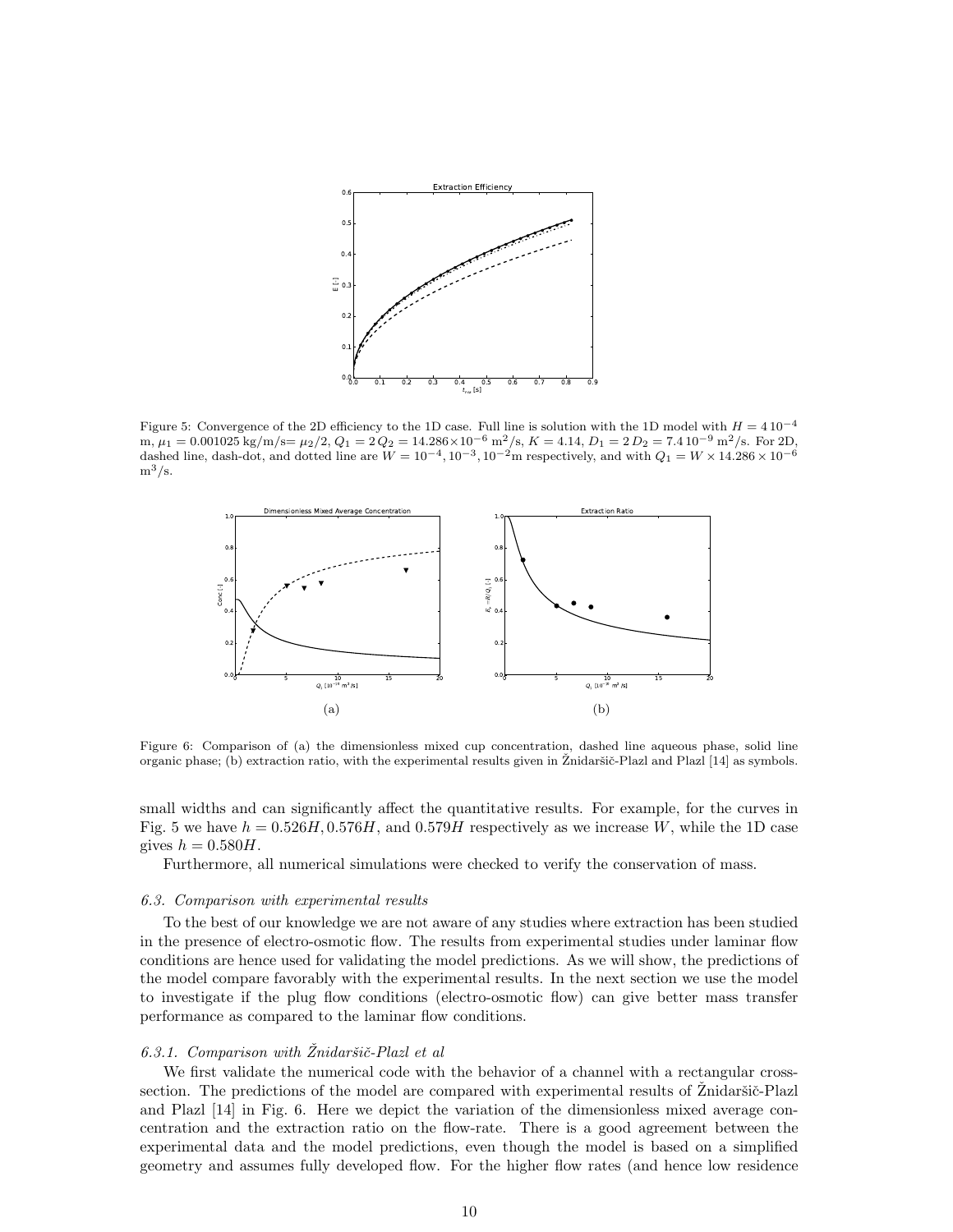Figure 5: Convergence of the 2D efficiency to the 1D case. Full line is solution with the 1D model with $H = 4\,10^{-4}$ m, $\mu_1 = 0.001025$ kg/m/s$= \mu_2/2$, $Q_1 = 2\,Q_2 = 14.286\times10^{-6}$ m$^2$/s, $K = 4.14$, $D_1 = 2\,D_2 = 7.4\,10^{-9}$ m$^2$/s. For 2D, dashed line, dash-dot, and dotted line are $W = 10^{-4}, 10^{-3}, 10^{-2}$m respectively, and with $Q_1 = W \times 14.286 \times 10^{-6}$ m$^3$/s.

(a)

(b)

Figure 6: Comparison of (a) the dimensionless mixed cup concentration, dashed line aqueous phase, solid line organic phase; (b) extraction ratio, with the experimental results given in Žnidaršič-Plazl and Plazl [14] as symbols.

small widths and can significantly affect the quantitative results. For example, for the curves in Fig. 5 we have $h = 0.526H, 0.576H$, and $0.579H$ respectively as we increase $W$, while the 1D case gives $h = 0.580H$.

Furthermore, all numerical simulations were checked to verify the conservation of mass.

### *6.3. Comparison with experimental results*

To the best of our knowledge we are not aware of any studies where extraction has been studied in the presence of electro-osmotic flow. The results from experimental studies under laminar flow conditions are hence used for validating the model predictions. As we will show, the predictions of the model compare favorably with the experimental results. In the next section we use the model to investigate if the plug flow conditions (electro-osmotic flow) can give better mass transfer performance as compared to the laminar flow conditions.

#### *6.3.1. Comparison with Žnidaršič-Plazl et al*

We first validate the numerical code with the behavior of a channel with a rectangular cross-section. The predictions of the model are compared with experimental results of Žnidaršič-Plazl and Plazl [14] in Fig. 6. Here we depict the variation of the dimensionless mixed average concentration and the extraction ratio on the flow-rate. There is a good agreement between the experimental data and the model predictions, even though the model is based on a simplified geometry and assumes fully developed flow. For the higher flow rates (and hence low residence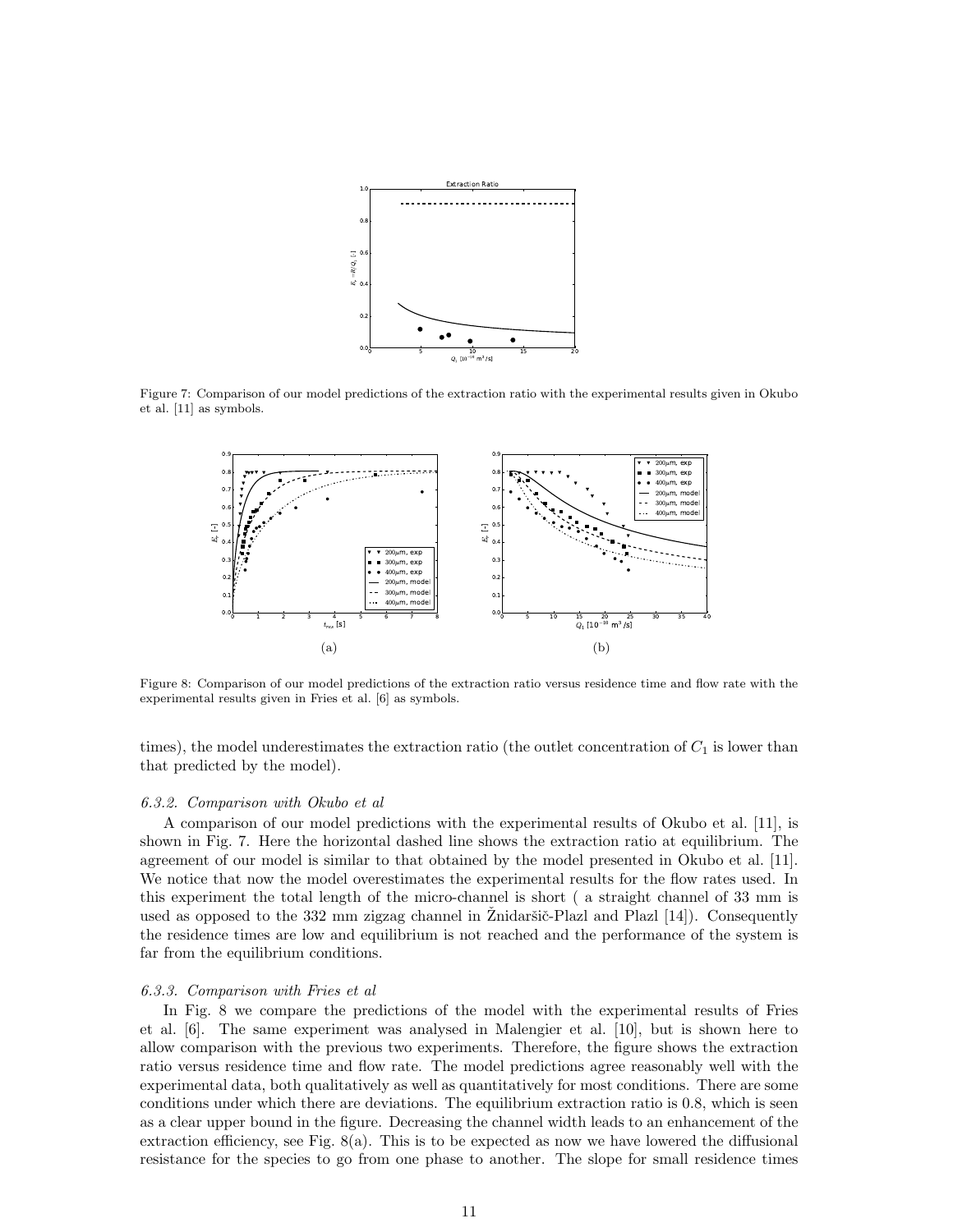Figure 7: Comparison of our model predictions of the extraction ratio with the experimental results given in Okubo et al. [11] as symbols.

Figure 8: Comparison of our model predictions of the extraction ratio versus residence time and flow rate with the experimental results given in Fries et al. [6] as symbols.

times), the model underestimates the extraction ratio (the outlet concentration of $C_1$ is lower than that predicted by the model).

#### 6.3.2. Comparison with Okubo et al

A comparison of our model predictions with the experimental results of Okubo et al. [11], is shown in Fig. 7. Here the horizontal dashed line shows the extraction ratio at equilibrium. The agreement of our model is similar to that obtained by the model presented in Okubo et al. [11]. We notice that now the model overestimates the experimental results for the flow rates used. In this experiment the total length of the micro-channel is short ( a straight channel of 33 mm is used as opposed to the 332 mm zigzag channel in Žnidaršič-Plazl and Plazl [14]). Consequently the residence times are low and equilibrium is not reached and the performance of the system is far from the equilibrium conditions.

#### 6.3.3. Comparison with Fries et al

In Fig. 8 we compare the predictions of the model with the experimental results of Fries et al. [6]. The same experiment was analysed in Malengier et al. [10], but is shown here to allow comparison with the previous two experiments. Therefore, the figure shows the extraction ratio versus residence time and flow rate. The model predictions agree reasonably well with the experimental data, both qualitatively as well as quantitatively for most conditions. There are some conditions under which there are deviations. The equilibrium extraction ratio is 0.8, which is seen as a clear upper bound in the figure. Decreasing the channel width leads to an enhancement of the extraction efficiency, see Fig. 8(a). This is to be expected as now we have lowered the diffusional resistance for the species to go from one phase to another. The slope for small residence times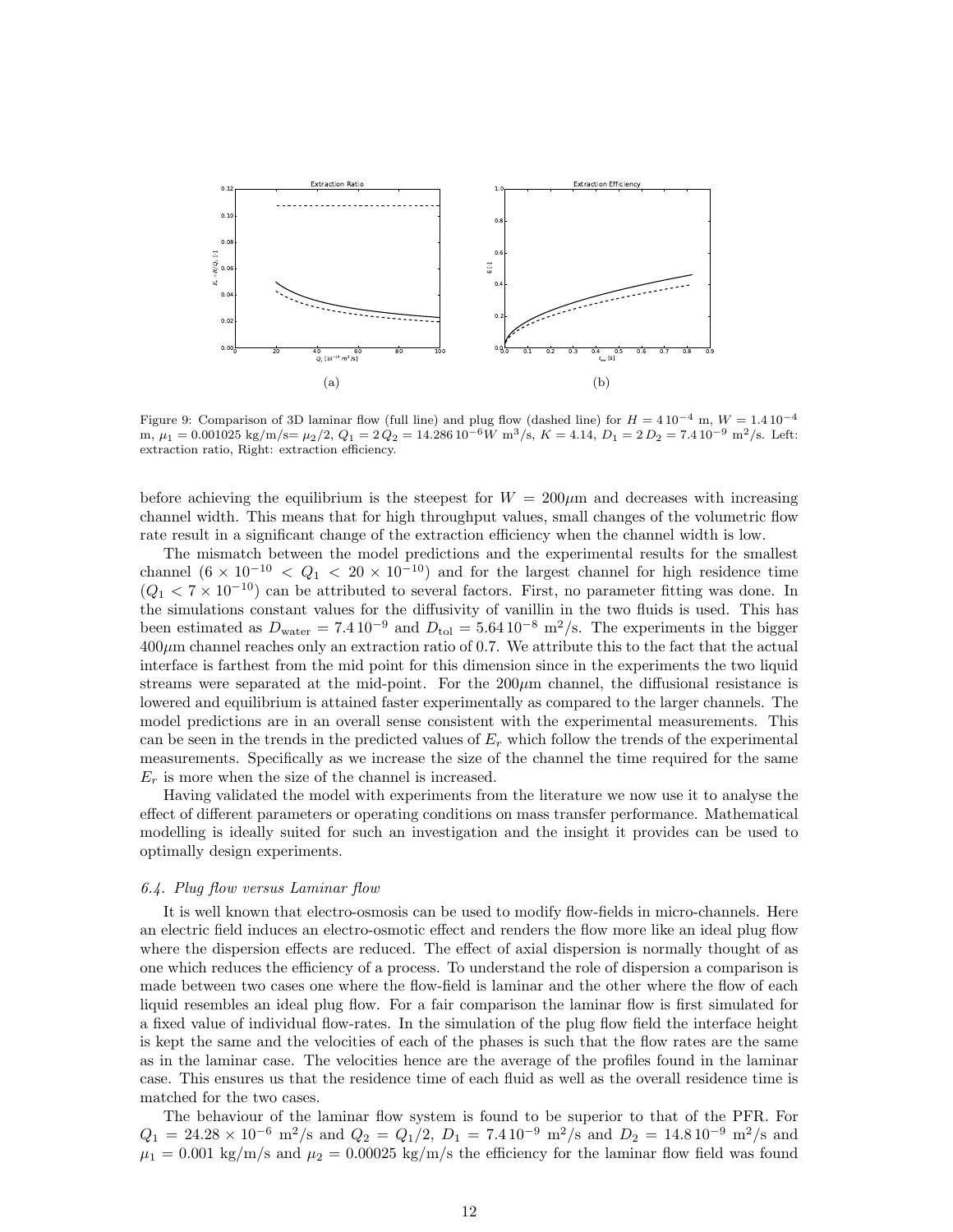Figure 9: Comparison of 3D laminar flow (full line) and plug flow (dashed line) for $H = 4\,10^{-4}$ m, $W = 1.4\,10^{-4}$ m, $\mu_1 = 0.001025$ kg/m/s$= \mu_2/2$, $Q_1 = 2\,Q_2 = 14.286\,10^{-6} W$ m$^3$/s, $K = 4.14$, $D_1 = 2\,D_2 = 7.4\,10^{-9}$ m$^2$/s. Left: extraction ratio, Right: extraction efficiency.

before achieving the equilibrium is the steepest for $W = 200\mu$m and decreases with increasing channel width. This means that for high throughput values, small changes of the volumetric flow rate result in a significant change of the extraction efficiency when the channel width is low.

The mismatch between the model predictions and the experimental results for the smallest channel ($6 \times 10^{-10} < Q_1 < 20 \times 10^{-10}$) and for the largest channel for high residence time ($Q_1 < 7 \times 10^{-10}$) can be attributed to several factors. First, no parameter fitting was done. In the simulations constant values for the diffusivity of vanillin in the two fluids is used. This has been estimated as $D_{\text{water}} = 7.4\,10^{-9}$ and $D_{\text{tol}} = 5.64\,10^{-8}$ m$^2$/s. The experiments in the bigger $400\mu$m channel reaches only an extraction ratio of 0.7. We attribute this to the fact that the actual interface is farthest from the mid point for this dimension since in the experiments the two liquid streams were separated at the mid-point. For the $200\mu$m channel, the diffusional resistance is lowered and equilibrium is attained faster experimentally as compared to the larger channels. The model predictions are in an overall sense consistent with the experimental measurements. This can be seen in the trends in the predicted values of $E_r$ which follow the trends of the experimental measurements. Specifically as we increase the size of the channel the time required for the same $E_r$ is more when the size of the channel is increased.

Having validated the model with experiments from the literature we now use it to analyse the effect of different parameters or operating conditions on mass transfer performance. Mathematical modelling is ideally suited for such an investigation and the insight it provides can be used to optimally design experiments.

### *6.4. Plug flow versus Laminar flow*

It is well known that electro-osmosis can be used to modify flow-fields in micro-channels. Here an electric field induces an electro-osmotic effect and renders the flow more like an ideal plug flow where the dispersion effects are reduced. The effect of axial dispersion is normally thought of as one which reduces the efficiency of a process. To understand the role of dispersion a comparison is made between two cases one where the flow-field is laminar and the other where the flow of each liquid resembles an ideal plug flow. For a fair comparison the laminar flow is first simulated for a fixed value of individual flow-rates. In the simulation of the plug flow field the interface height is kept the same and the velocities of each of the phases is such that the flow rates are the same as in the laminar case. The velocities hence are the average of the profiles found in the laminar case. This ensures us that the residence time of each fluid as well as the overall residence time is matched for the two cases.

The behaviour of the laminar flow system is found to be superior to that of the PFR. For $Q_1 = 24.28 \times 10^{-6}$ m$^2$/s and $Q_2 = Q_1/2$, $D_1 = 7.4\,10^{-9}$ m$^2$/s and $D_2 = 14.8\,10^{-9}$ m$^2$/s and $\mu_1 = 0.001$ kg/m/s and $\mu_2 = 0.00025$ kg/m/s the efficiency for the laminar flow field was found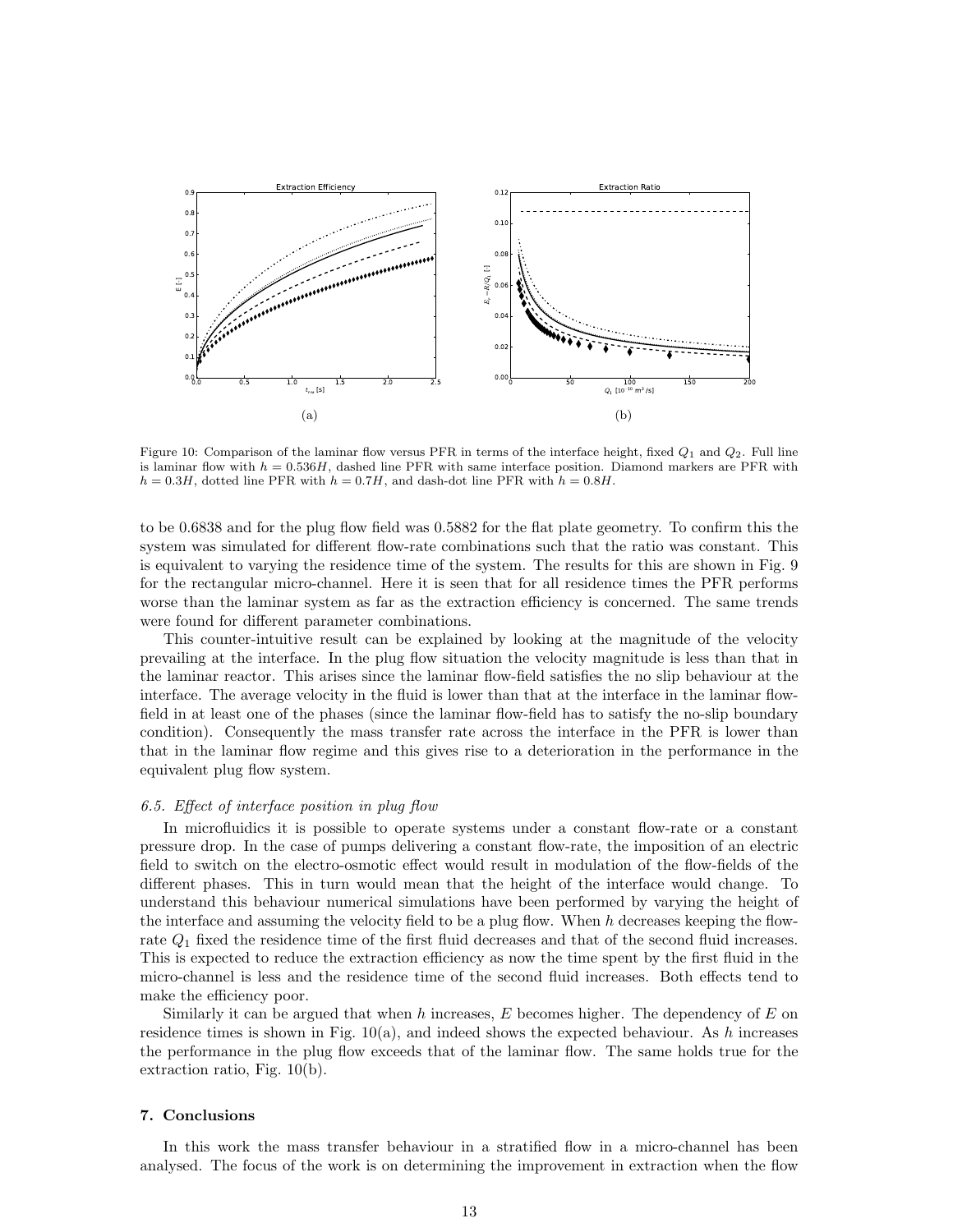Extraction Efficiency

E [-]

0.0
0.1
0.2
0.3
0.4
0.5
0.6
0.7
0.8
0.9

0.0
0.5
1.0
1.5
2.0
2.5

$t_{res}$ [s]

(a)

Extraction Ratio

$E_r = R/Q_1$ [-]

0.00
0.02
0.04
0.06
0.08
0.10
0.12

0
50
100
150
200

$Q_1$ [$10^{-10}$ m$^3$/s]

(b)

Figure 10: Comparison of the laminar flow versus PFR in terms of the interface height, fixed $Q_1$ and $Q_2$. Full line is laminar flow with $h = 0.536H$, dashed line PFR with same interface position. Diamond markers are PFR with $h = 0.3H$, dotted line PFR with $h = 0.7H$, and dash-dot line PFR with $h = 0.8H$.

to be 0.6838 and for the plug flow field was 0.5882 for the flat plate geometry. To confirm this the system was simulated for different flow-rate combinations such that the ratio was constant. This is equivalent to varying the residence time of the system. The results for this are shown in Fig. 9 for the rectangular micro-channel. Here it is seen that for all residence times the PFR performs worse than the laminar system as far as the extraction efficiency is concerned. The same trends were found for different parameter combinations.

This counter-intuitive result can be explained by looking at the magnitude of the velocity prevailing at the interface. In the plug flow situation the velocity magnitude is less than that in the laminar reactor. This arises since the laminar flow-field satisfies the no slip behaviour at the interface. The average velocity in the fluid is lower than that at the interface in the laminar flow-field in at least one of the phases (since the laminar flow-field has to satisfy the no-slip boundary condition). Consequently the mass transfer rate across the interface in the PFR is lower than that in the laminar flow regime and this gives rise to a deterioration in the performance in the equivalent plug flow system.

### *6.5. Effect of interface position in plug flow*

In microfluidics it is possible to operate systems under a constant flow-rate or a constant pressure drop. In the case of pumps delivering a constant flow-rate, the imposition of an electric field to switch on the electro-osmotic effect would result in modulation of the flow-fields of the different phases. This in turn would mean that the height of the interface would change. To understand this behaviour numerical simulations have been performed by varying the height of the interface and assuming the velocity field to be a plug flow. When $h$ decreases keeping the flow-rate $Q_1$ fixed the residence time of the first fluid decreases and that of the second fluid increases. This is expected to reduce the extraction efficiency as now the time spent by the first fluid in the micro-channel is less and the residence time of the second fluid increases. Both effects tend to make the efficiency poor.

Similarly it can be argued that when $h$ increases, $E$ becomes higher. The dependency of $E$ on residence times is shown in Fig. 10(a), and indeed shows the expected behaviour. As $h$ increases the performance in the plug flow exceeds that of the laminar flow. The same holds true for the extraction ratio, Fig. 10(b).

## 7. Conclusions

In this work the mass transfer behaviour in a stratified flow in a micro-channel has been analysed. The focus of the work is on determining the improvement in extraction when the flow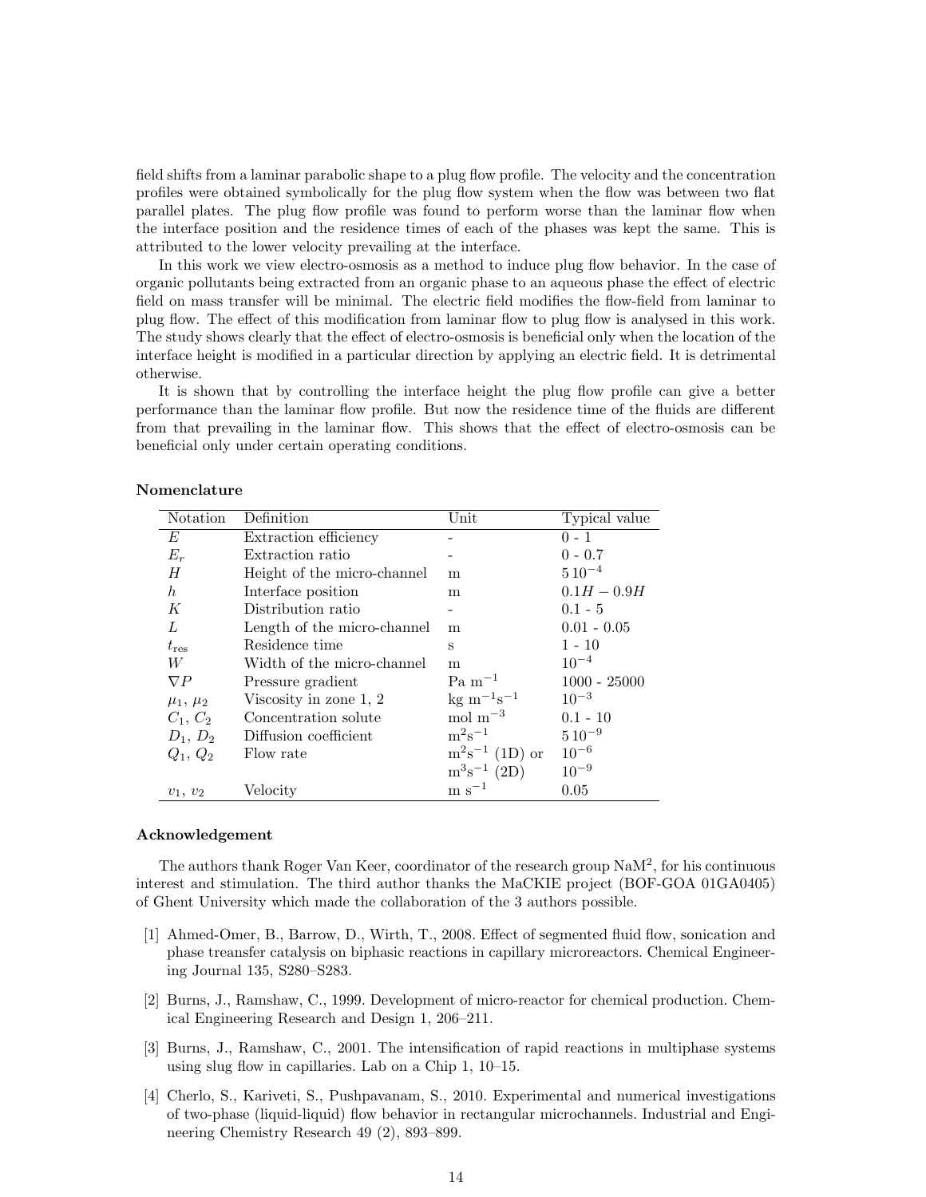field shifts from a laminar parabolic shape to a plug flow profile. The velocity and the concentration profiles were obtained symbolically for the plug flow system when the flow was between two flat parallel plates. The plug flow profile was found to perform worse than the laminar flow when the interface position and the residence times of each of the phases was kept the same. This is attributed to the lower velocity prevailing at the interface.

In this work we view electro-osmosis as a method to induce plug flow behavior. In the case of organic pollutants being extracted from an organic phase to an aqueous phase the effect of electric field on mass transfer will be minimal. The electric field modifies the flow-field from laminar to plug flow. The effect of this modification from laminar flow to plug flow is analysed in this work. The study shows clearly that the effect of electro-osmosis is beneficial only when the location of the interface height is modified in a particular direction by applying an electric field. It is detrimental otherwise.

It is shown that by controlling the interface height the plug flow profile can give a better performance than the laminar flow profile. But now the residence time of the fluids are different from that prevailing in the laminar flow. This shows that the effect of electro-osmosis can be beneficial only under certain operating conditions.

### Nomenclature

| Notation | Definition | Unit | Typical value |
|---|---|---|---|
| $E$ | Extraction efficiency | - | 0 - 1 |
| $E_r$ | Extraction ratio | - | 0 - 0.7 |
| $H$ | Height of the micro-channel | m | $5\,10^{-4}$ |
| $h$ | Interface position | m | $0.1H - 0.9H$ |
| $K$ | Distribution ratio | - | 0.1 - 5 |
| $L$ | Length of the micro-channel | m | 0.01 - 0.05 |
| $t_{\text{res}}$ | Residence time | s | 1 - 10 |
| $W$ | Width of the micro-channel | m | $10^{-4}$ |
| $\nabla P$ | Pressure gradient | Pa $\text{m}^{-1}$ | 1000 - 25000 |
| $\mu_1$, $\mu_2$ | Viscosity in zone 1, 2 | kg $\text{m}^{-1}\text{s}^{-1}$ | $10^{-3}$ |
| $C_1$, $C_2$ | Concentration solute | mol $\text{m}^{-3}$ | 0.1 - 10 |
| $D_1$, $D_2$ | Diffusion coefficient | $\text{m}^2\text{s}^{-1}$ | $5\,10^{-9}$ |
| $Q_1$, $Q_2$ | Flow rate | $\text{m}^2\text{s}^{-1}$ (1D) or | $10^{-6}$ |
| | | $\text{m}^3\text{s}^{-1}$ (2D) | $10^{-9}$ |
| $v_1$, $v_2$ | Velocity | m $\text{s}^{-1}$ | 0.05 |

### Acknowledgement

The authors thank Roger Van Keer, coordinator of the research group NaM$^2$, for his continuous interest and stimulation. The third author thanks the MaCKIE project (BOF-GOA 01GA0405) of Ghent University which made the collaboration of the 3 authors possible.

[1] Ahmed-Omer, B., Barrow, D., Wirth, T., 2008. Effect of segmented fluid flow, sonication and phase treansfer catalysis on biphasic reactions in capillary microreactors. Chemical Engineering Journal 135, S280–S283.

[2] Burns, J., Ramshaw, C., 1999. Development of micro-reactor for chemical production. Chemical Engineering Research and Design 1, 206–211.

[3] Burns, J., Ramshaw, C., 2001. The intensification of rapid reactions in multiphase systems using slug flow in capillaries. Lab on a Chip 1, 10–15.

[4] Cherlo, S., Kariveti, S., Pushpavanam, S., 2010. Experimental and numerical investigations of two-phase (liquid-liquid) flow behavior in rectangular microchannels. Industrial and Engineering Chemistry Research 49 (2), 893–899.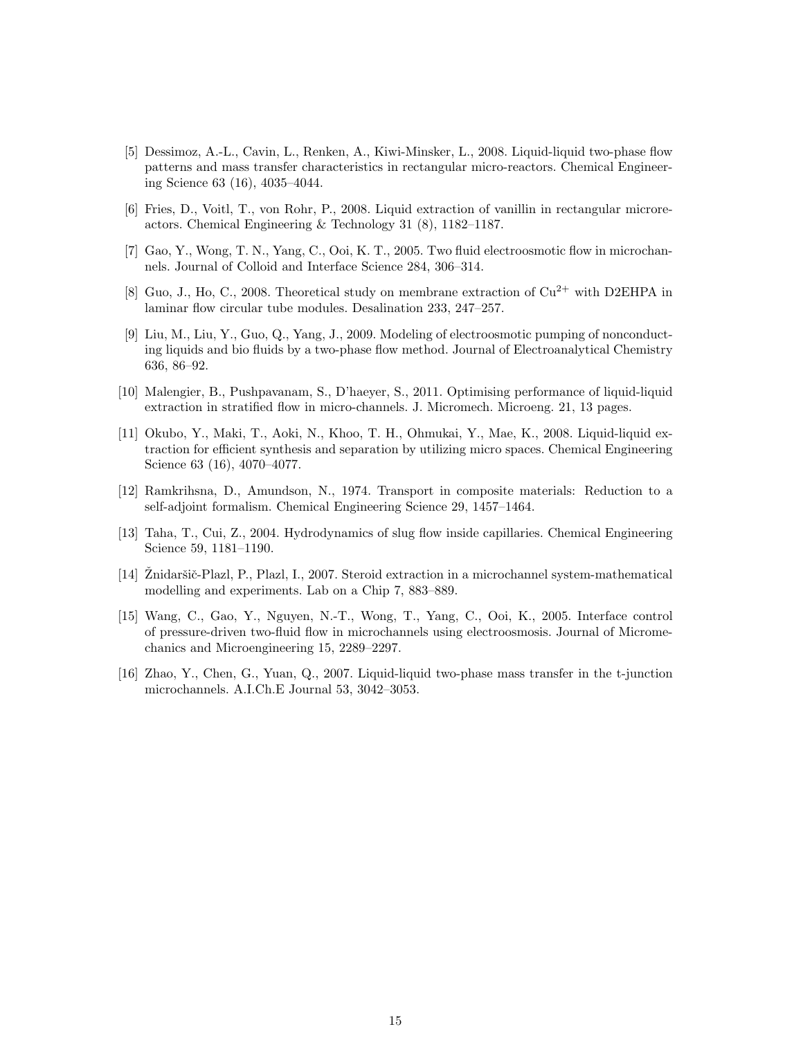[5] Dessimoz, A.-L., Cavin, L., Renken, A., Kiwi-Minsker, L., 2008. Liquid-liquid two-phase flow patterns and mass transfer characteristics in rectangular micro-reactors. Chemical Engineering Science 63 (16), 4035–4044.

[6] Fries, D., Voitl, T., von Rohr, P., 2008. Liquid extraction of vanillin in rectangular microreactors. Chemical Engineering & Technology 31 (8), 1182–1187.

[7] Gao, Y., Wong, T. N., Yang, C., Ooi, K. T., 2005. Two fluid electroosmotic flow in microchannels. Journal of Colloid and Interface Science 284, 306–314.

[8] Guo, J., Ho, C., 2008. Theoretical study on membrane extraction of $Cu^{2+}$ with D2EHPA in laminar flow circular tube modules. Desalination 233, 247–257.

[9] Liu, M., Liu, Y., Guo, Q., Yang, J., 2009. Modeling of electroosmotic pumping of nonconducting liquids and bio fluids by a two-phase flow method. Journal of Electroanalytical Chemistry 636, 86–92.

[10] Malengier, B., Pushpavanam, S., D'haeyer, S., 2011. Optimising performance of liquid-liquid extraction in stratified flow in micro-channels. J. Micromech. Microeng. 21, 13 pages.

[11] Okubo, Y., Maki, T., Aoki, N., Khoo, T. H., Ohmukai, Y., Mae, K., 2008. Liquid-liquid extraction for efficient synthesis and separation by utilizing micro spaces. Chemical Engineering Science 63 (16), 4070–4077.

[12] Ramkrihsna, D., Amundson, N., 1974. Transport in composite materials: Reduction to a self-adjoint formalism. Chemical Engineering Science 29, 1457–1464.

[13] Taha, T., Cui, Z., 2004. Hydrodynamics of slug flow inside capillaries. Chemical Engineering Science 59, 1181–1190.

[14] Žnidaršič-Plazl, P., Plazl, I., 2007. Steroid extraction in a microchannel system-mathematical modelling and experiments. Lab on a Chip 7, 883–889.

[15] Wang, C., Gao, Y., Nguyen, N.-T., Wong, T., Yang, C., Ooi, K., 2005. Interface control of pressure-driven two-fluid flow in microchannels using electroosmosis. Journal of Micromechanics and Microengineering 15, 2289–2297.

[16] Zhao, Y., Chen, G., Yuan, Q., 2007. Liquid-liquid two-phase mass transfer in the t-junction microchannels. A.I.Ch.E Journal 53, 3042–3053.